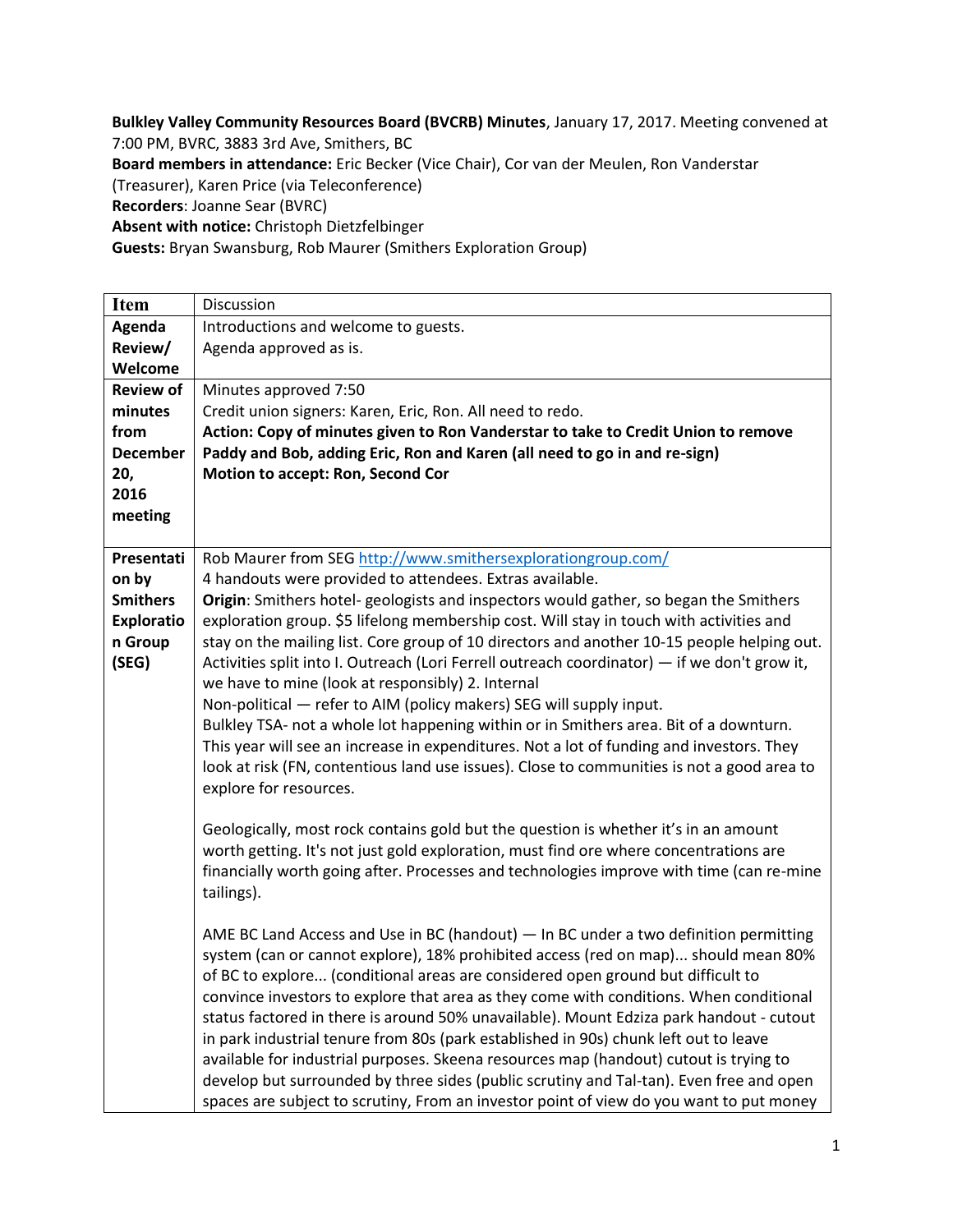**Bulkley Valley Community Resources Board (BVCRB) Minutes**, January 17, 2017. Meeting convened at 7:00 PM, BVRC, 3883 3rd Ave, Smithers, BC
**Board members in attendance:** Eric Becker (Vice Chair), Cor van der Meulen, Ron Vanderstar (Treasurer), Karen Price (via Teleconference)
**Recorders**: Joanne Sear (BVRC)
**Absent with notice:** Christoph Dietzfelbinger
**Guests:** Bryan Swansburg, Rob Maurer (Smithers Exploration Group)

| Item | Discussion |
|---|---|
| **Agenda Review/ Welcome** | Introductions and welcome to guests.<br>Agenda approved as is. |
| **Review of minutes from December 20, 2016 meeting** | Minutes approved 7:50<br>Credit union signers: Karen, Eric, Ron. All need to redo.<br>**Action: Copy of minutes given to Ron Vanderstar to take to Credit Union to remove Paddy and Bob, adding Eric, Ron and Karen (all need to go in and re-sign)**<br>**Motion to accept: Ron, Second Cor** |
| **Presentation by Smithers Exploration Group (SEG)** | Rob Maurer from SEG http://www.smithersexplorationgroup.com/<br>4 handouts were provided to attendees. Extras available.<br>**Origin**: Smithers hotel- geologists and inspectors would gather, so began the Smithers exploration group. $5 lifelong membership cost. Will stay in touch with activities and stay on the mailing list. Core group of 10 directors and another 10-15 people helping out. Activities split into I. Outreach (Lori Ferrell outreach coordinator) — if we don't grow it, we have to mine (look at responsibly) 2. Internal<br>Non-political — refer to AIM (policy makers) SEG will supply input.<br>Bulkley TSA- not a whole lot happening within or in Smithers area. Bit of a downturn. This year will see an increase in expenditures. Not a lot of funding and investors. They look at risk (FN, contentious land use issues). Close to communities is not a good area to explore for resources.<br><br>Geologically, most rock contains gold but the question is whether it's in an amount worth getting. It's not just gold exploration, must find ore where concentrations are financially worth going after. Processes and technologies improve with time (can re-mine tailings).<br><br>AME BC Land Access and Use in BC (handout) — In BC under a two definition permitting system (can or cannot explore), 18% prohibited access (red on map)... should mean 80% of BC to explore... (conditional areas are considered open ground but difficult to convince investors to explore that area as they come with conditions. When conditional status factored in there is around 50% unavailable). Mount Edziza park handout - cutout in park industrial tenure from 80s (park established in 90s) chunk left out to leave available for industrial purposes. Skeena resources map (handout) cutout is trying to develop but surrounded by three sides (public scrutiny and Tal-tan). Even free and open spaces are subject to scrutiny, From an investor point of view do you want to put money |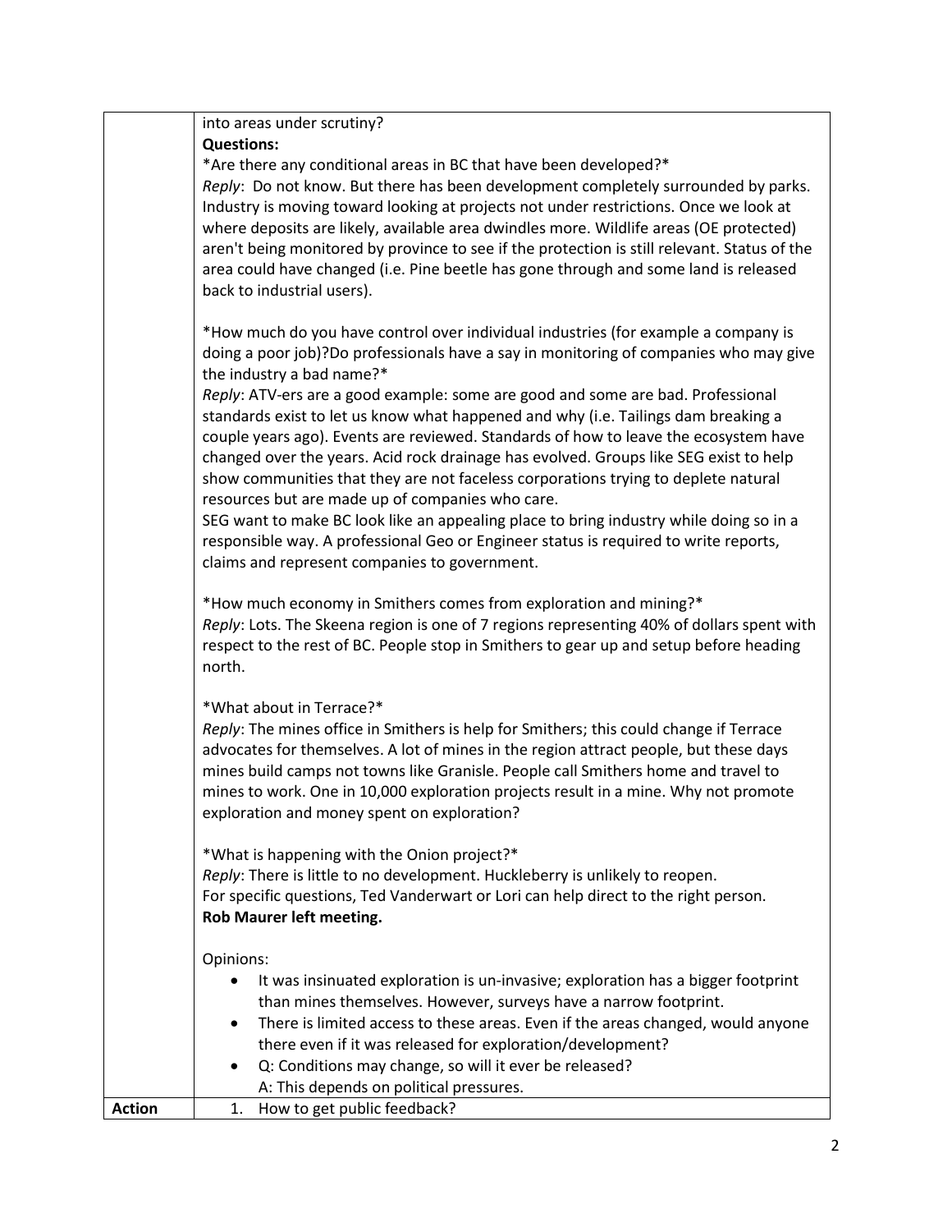| | |
|---|---|
| | into areas under scrutiny?<br>**Questions:**<br>*Are there any conditional areas in BC that have been developed?*<br>*Reply*: Do not know. But there has been development completely surrounded by parks. Industry is moving toward looking at projects not under restrictions. Once we look at where deposits are likely, available area dwindles more. Wildlife areas (OE protected) aren't being monitored by province to see if the protection is still relevant. Status of the area could have changed (i.e. Pine beetle has gone through and some land is released back to industrial users).<br><br>*How much do you have control over individual industries (for example a company is doing a poor job)?Do professionals have a say in monitoring of companies who may give the industry a bad name?*<br>*Reply*: ATV-ers are a good example: some are good and some are bad. Professional standards exist to let us know what happened and why (i.e. Tailings dam breaking a couple years ago). Events are reviewed. Standards of how to leave the ecosystem have changed over the years. Acid rock drainage has evolved. Groups like SEG exist to help show communities that they are not faceless corporations trying to deplete natural resources but are made up of companies who care.<br>SEG want to make BC look like an appealing place to bring industry while doing so in a responsible way. A professional Geo or Engineer status is required to write reports, claims and represent companies to government.<br><br>*How much economy in Smithers comes from exploration and mining?*<br>*Reply*: Lots. The Skeena region is one of 7 regions representing 40% of dollars spent with respect to the rest of BC. People stop in Smithers to gear up and setup before heading north.<br><br>*What about in Terrace?*<br>*Reply*: The mines office in Smithers is help for Smithers; this could change if Terrace advocates for themselves. A lot of mines in the region attract people, but these days mines build camps not towns like Granisle. People call Smithers home and travel to mines to work. One in 10,000 exploration projects result in a mine. Why not promote exploration and money spent on exploration?<br><br>*What is happening with the Onion project?*<br>*Reply*: There is little to no development. Huckleberry is unlikely to reopen.<br>For specific questions, Ted Vanderwart or Lori can help direct to the right person.<br>**Rob Maurer left meeting.**<br><br>Opinions:<br>• It was insinuated exploration is un-invasive; exploration has a bigger footprint than mines themselves. However, surveys have a narrow footprint.<br>• There is limited access to these areas. Even if the areas changed, would anyone there even if it was released for exploration/development?<br>• Q: Conditions may change, so will it ever be released?<br>A: This depends on political pressures. |
| **Action** | 1. How to get public feedback? |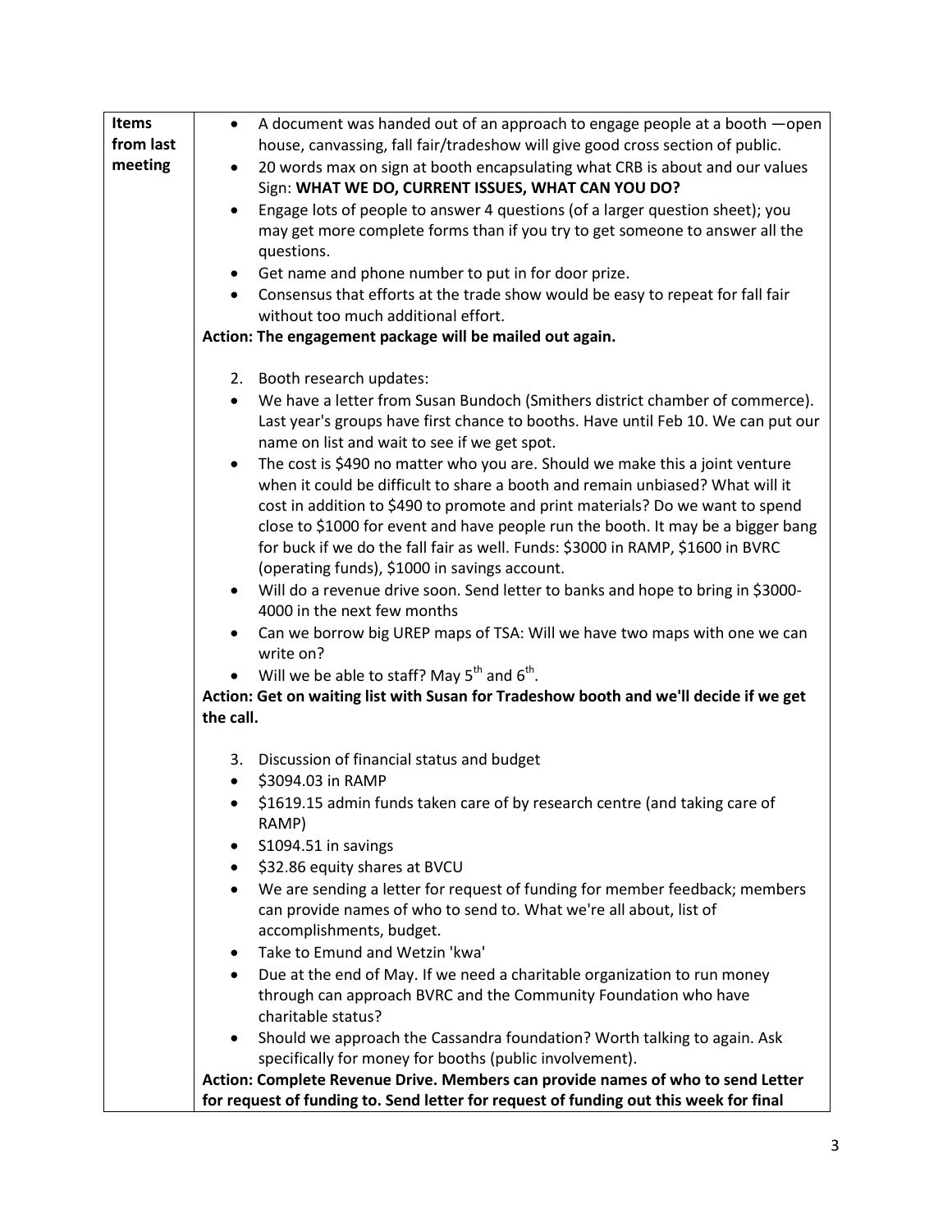| Items from last meeting | • A document was handed out of an approach to engage people at a booth —open house, canvassing, fall fair/tradeshow will give good cross section of public.<br>• 20 words max on sign at booth encapsulating what CRB is about and our values Sign: **WHAT WE DO, CURRENT ISSUES, WHAT CAN YOU DO?**<br>• Engage lots of people to answer 4 questions (of a larger question sheet); you may get more complete forms than if you try to get someone to answer all the questions.<br>• Get name and phone number to put in for door prize.<br>• Consensus that efforts at the trade show would be easy to repeat for fall fair without too much additional effort.<br>**Action: The engagement package will be mailed out again.**<br><br>2. Booth research updates:<br>• We have a letter from Susan Bundoch (Smithers district chamber of commerce). Last year's groups have first chance to booths. Have until Feb 10. We can put our name on list and wait to see if we get spot.<br>• The cost is $490 no matter who you are. Should we make this a joint venture when it could be difficult to share a booth and remain unbiased? What will it cost in addition to $490 to promote and print materials? Do we want to spend close to $1000 for event and have people run the booth. It may be a bigger bang for buck if we do the fall fair as well. Funds: $3000 in RAMP, $1600 in BVRC (operating funds), $1000 in savings account.<br>• Will do a revenue drive soon. Send letter to banks and hope to bring in $3000-4000 in the next few months<br>• Can we borrow big UREP maps of TSA: Will we have two maps with one we can write on?<br>• Will we be able to staff? May 5th and 6th.<br>**Action: Get on waiting list with Susan for Tradeshow booth and we'll decide if we get the call.**<br><br>3. Discussion of financial status and budget<br>• $3094.03 in RAMP<br>• $1619.15 admin funds taken care of by research centre (and taking care of RAMP)<br>• S1094.51 in savings<br>• $32.86 equity shares at BVCU<br>• We are sending a letter for request of funding for member feedback; members can provide names of who to send to. What we're all about, list of accomplishments, budget.<br>• Take to Emund and Wetzin 'kwa'<br>• Due at the end of May. If we need a charitable organization to run money through can approach BVRC and the Community Foundation who have charitable status?<br>• Should we approach the Cassandra foundation? Worth talking to again. Ask specifically for money for booths (public involvement).<br>**Action: Complete Revenue Drive. Members can provide names of who to send Letter for request of funding to. Send letter for request of funding out this week for final** |
|---|---|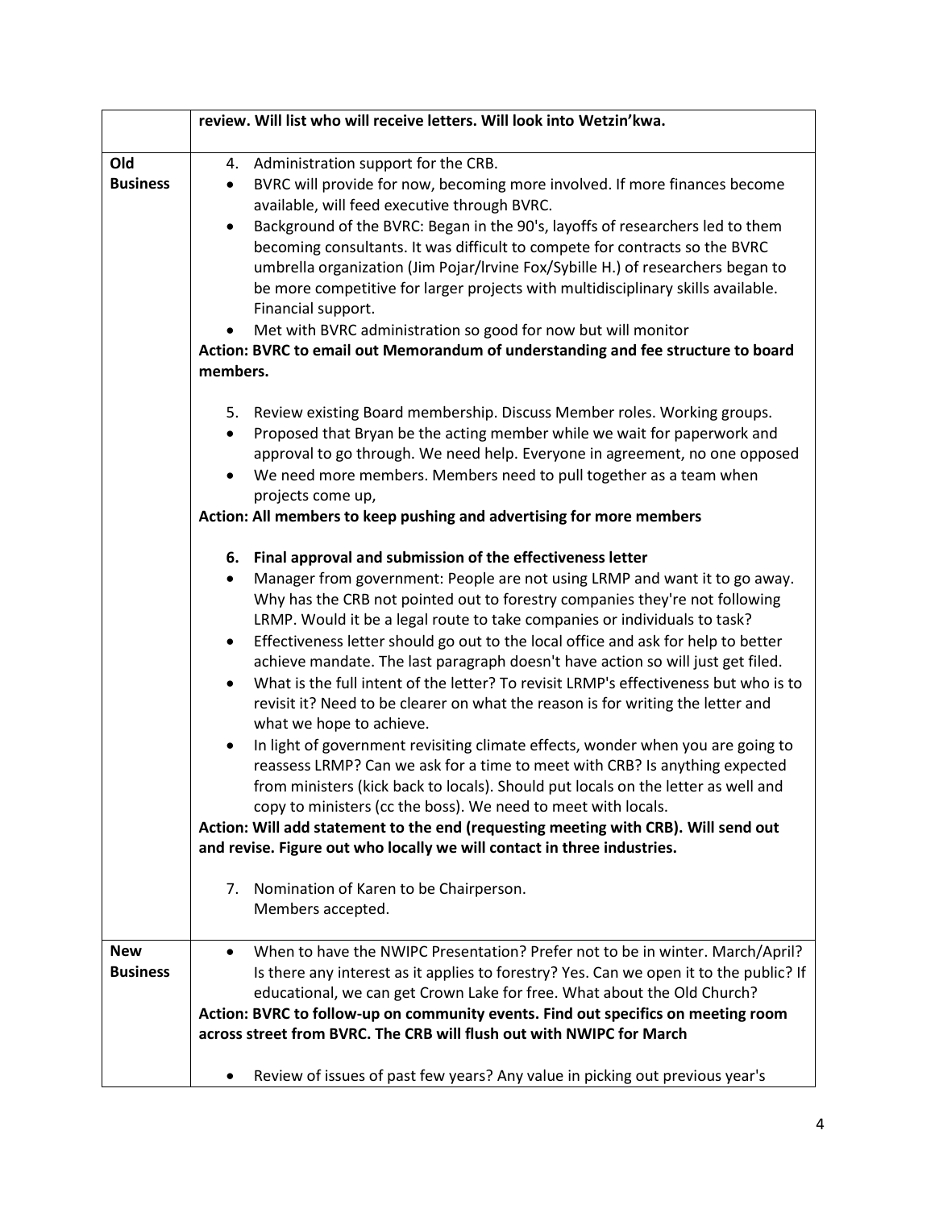| | |
|---|---|
| | **review. Will list who will receive letters. Will look into Wetzin'kwa.** |
| **Old Business** | 4. Administration support for the CRB.<br>• BVRC will provide for now, becoming more involved. If more finances become available, will feed executive through BVRC.<br>• Background of the BVRC: Began in the 90's, layoffs of researchers led to them becoming consultants. It was difficult to compete for contracts so the BVRC umbrella organization (Jim Pojar/Irvine Fox/Sybille H.) of researchers began to be more competitive for larger projects with multidisciplinary skills available. Financial support.<br>• Met with BVRC administration so good for now but will monitor<br>**Action: BVRC to email out Memorandum of understanding and fee structure to board members.**<br><br>5. Review existing Board membership. Discuss Member roles. Working groups.<br>• Proposed that Bryan be the acting member while we wait for paperwork and approval to go through. We need help. Everyone in agreement, no one opposed<br>• We need more members. Members need to pull together as a team when projects come up,<br>**Action: All members to keep pushing and advertising for more members**<br><br>**6. Final approval and submission of the effectiveness letter**<br>• Manager from government: People are not using LRMP and want it to go away. Why has the CRB not pointed out to forestry companies they're not following LRMP. Would it be a legal route to take companies or individuals to task?<br>• Effectiveness letter should go out to the local office and ask for help to better achieve mandate. The last paragraph doesn't have action so will just get filed.<br>• What is the full intent of the letter? To revisit LRMP's effectiveness but who is to revisit it? Need to be clearer on what the reason is for writing the letter and what we hope to achieve.<br>• In light of government revisiting climate effects, wonder when you are going to reassess LRMP? Can we ask for a time to meet with CRB? Is anything expected from ministers (kick back to locals). Should put locals on the letter as well and copy to ministers (cc the boss). We need to meet with locals.<br>**Action: Will add statement to the end (requesting meeting with CRB). Will send out and revise. Figure out who locally we will contact in three industries.**<br><br>7. Nomination of Karen to be Chairperson.<br>Members accepted. |
| **New Business** | • When to have the NWIPC Presentation? Prefer not to be in winter. March/April? Is there any interest as it applies to forestry? Yes. Can we open it to the public? If educational, we can get Crown Lake for free. What about the Old Church?<br>**Action: BVRC to follow-up on community events. Find out specifics on meeting room across street from BVRC. The CRB will flush out with NWIPC for March**<br><br>• Review of issues of past few years? Any value in picking out previous year's |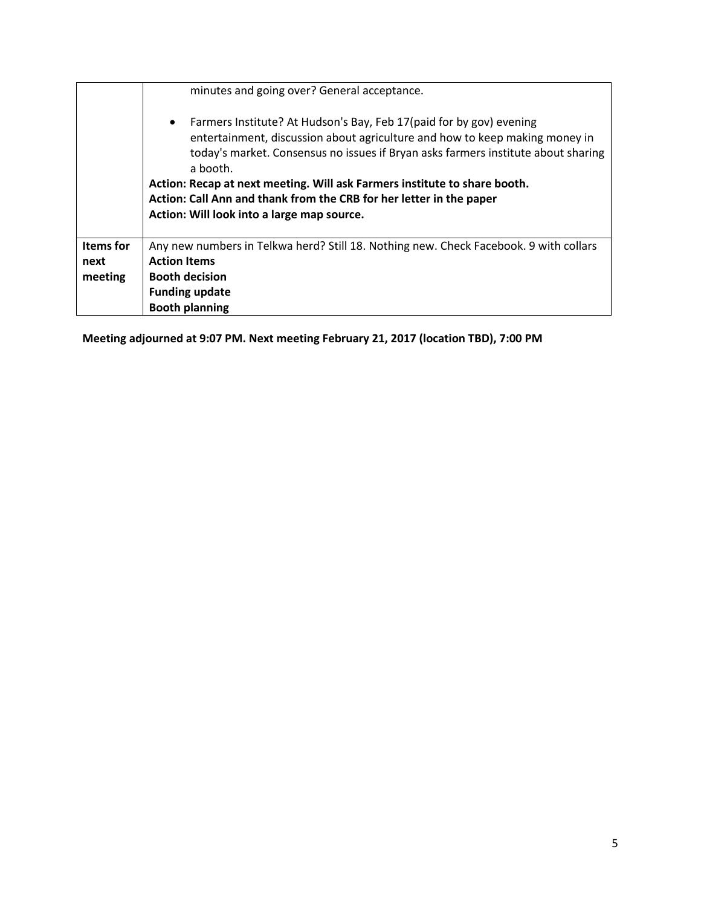| | |
|---|---|
| | minutes and going over? General acceptance.<br><br>• Farmers Institute? At Hudson's Bay, Feb 17(paid for by gov) evening entertainment, discussion about agriculture and how to keep making money in today's market. Consensus no issues if Bryan asks farmers institute about sharing a booth.<br>**Action: Recap at next meeting. Will ask Farmers institute to share booth.**<br>**Action: Call Ann and thank from the CRB for her letter in the paper**<br>**Action: Will look into a large map source.** |
| **Items for next meeting** | Any new numbers in Telkwa herd? Still 18. Nothing new. Check Facebook. 9 with collars<br>**Action Items**<br>**Booth decision**<br>**Funding update**<br>**Booth planning** |

**Meeting adjourned at 9:07 PM. Next meeting February 21, 2017 (location TBD), 7:00 PM**